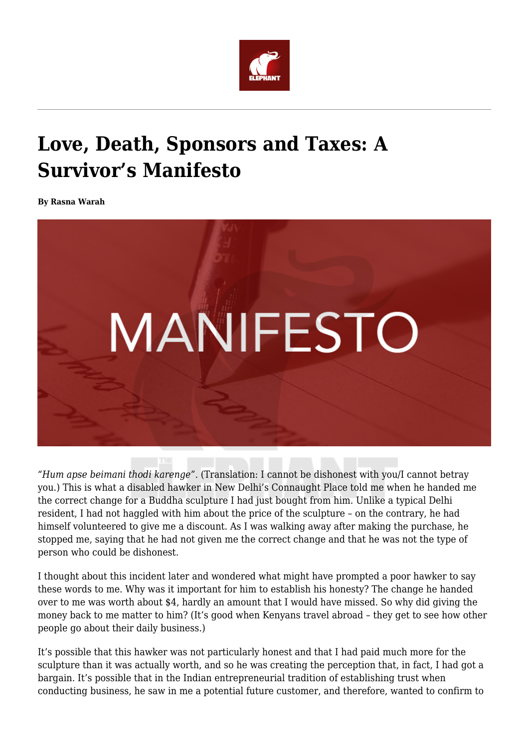# Love, Death, Sponsors and Taxes: A Survivor's Manifesto

**By Rasna Warah**

*"Hum apse beimani thodi karenge*". (Translation: I cannot be dishonest with you/I cannot betray you.) This is what a disabled hawker in New Delhi's Connaught Place told me when he handed me the correct change for a Buddha sculpture I had just bought from him. Unlike a typical Delhi resident, I had not haggled with him about the price of the sculpture – on the contrary, he had himself volunteered to give me a discount. As I was walking away after making the purchase, he stopped me, saying that he had not given me the correct change and that he was not the type of person who could be dishonest.

I thought about this incident later and wondered what might have prompted a poor hawker to say these words to me. Why was it important for him to establish his honesty? The change he handed over to me was worth about $4, hardly an amount that I would have missed. So why did giving the money back to me matter to him? (It's good when Kenyans travel abroad – they get to see how other people go about their daily business.)

It's possible that this hawker was not particularly honest and that I had paid much more for the sculpture than it was actually worth, and so he was creating the perception that, in fact, I had got a bargain. It's possible that in the Indian entrepreneurial tradition of establishing trust when conducting business, he saw in me a potential future customer, and therefore, wanted to confirm to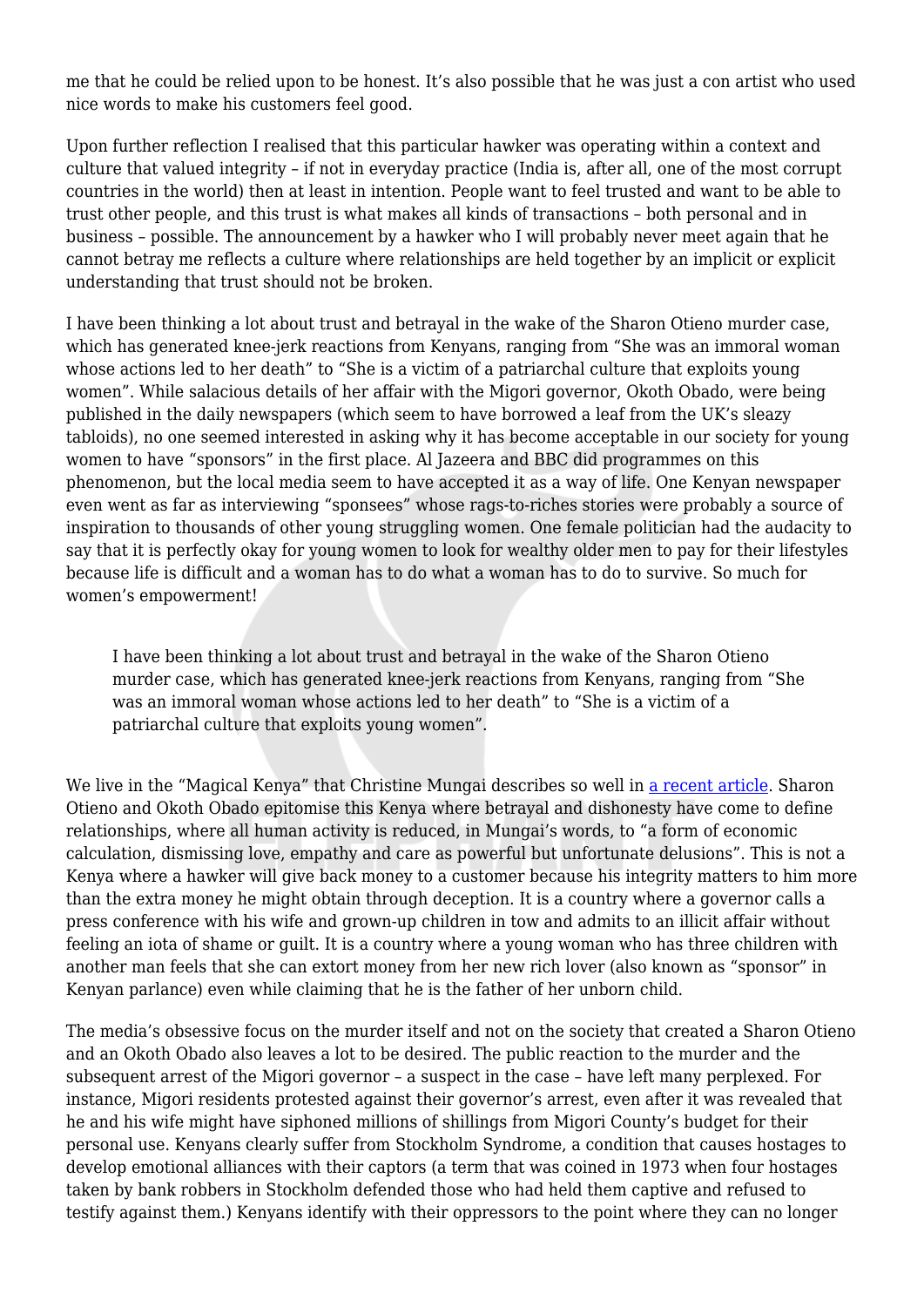me that he could be relied upon to be honest. It's also possible that he was just a con artist who used nice words to make his customers feel good.

Upon further reflection I realised that this particular hawker was operating within a context and culture that valued integrity – if not in everyday practice (India is, after all, one of the most corrupt countries in the world) then at least in intention. People want to feel trusted and want to be able to trust other people, and this trust is what makes all kinds of transactions – both personal and in business – possible. The announcement by a hawker who I will probably never meet again that he cannot betray me reflects a culture where relationships are held together by an implicit or explicit understanding that trust should not be broken.

I have been thinking a lot about trust and betrayal in the wake of the Sharon Otieno murder case, which has generated knee-jerk reactions from Kenyans, ranging from "She was an immoral woman whose actions led to her death" to "She is a victim of a patriarchal culture that exploits young women". While salacious details of her affair with the Migori governor, Okoth Obado, were being published in the daily newspapers (which seem to have borrowed a leaf from the UK's sleazy tabloids), no one seemed interested in asking why it has become acceptable in our society for young women to have "sponsors" in the first place. Al Jazeera and BBC did programmes on this phenomenon, but the local media seem to have accepted it as a way of life. One Kenyan newspaper even went as far as interviewing "sponsees" whose rags-to-riches stories were probably a source of inspiration to thousands of other young struggling women. One female politician had the audacity to say that it is perfectly okay for young women to look for wealthy older men to pay for their lifestyles because life is difficult and a woman has to do what a woman has to do to survive. So much for women's empowerment!

> I have been thinking a lot about trust and betrayal in the wake of the Sharon Otieno murder case, which has generated knee-jerk reactions from Kenyans, ranging from "She was an immoral woman whose actions led to her death" to "She is a victim of a patriarchal culture that exploits young women".

We live in the "Magical Kenya" that Christine Mungai describes so well in [a recent article](). Sharon Otieno and Okoth Obado epitomise this Kenya where betrayal and dishonesty have come to define relationships, where all human activity is reduced, in Mungai's words, to "a form of economic calculation, dismissing love, empathy and care as powerful but unfortunate delusions". This is not a Kenya where a hawker will give back money to a customer because his integrity matters to him more than the extra money he might obtain through deception. It is a country where a governor calls a press conference with his wife and grown-up children in tow and admits to an illicit affair without feeling an iota of shame or guilt. It is a country where a young woman who has three children with another man feels that she can extort money from her new rich lover (also known as "sponsor" in Kenyan parlance) even while claiming that he is the father of her unborn child.

The media's obsessive focus on the murder itself and not on the society that created a Sharon Otieno and an Okoth Obado also leaves a lot to be desired. The public reaction to the murder and the subsequent arrest of the Migori governor – a suspect in the case – have left many perplexed. For instance, Migori residents protested against their governor's arrest, even after it was revealed that he and his wife might have siphoned millions of shillings from Migori County's budget for their personal use. Kenyans clearly suffer from Stockholm Syndrome, a condition that causes hostages to develop emotional alliances with their captors (a term that was coined in 1973 when four hostages taken by bank robbers in Stockholm defended those who had held them captive and refused to testify against them.) Kenyans identify with their oppressors to the point where they can no longer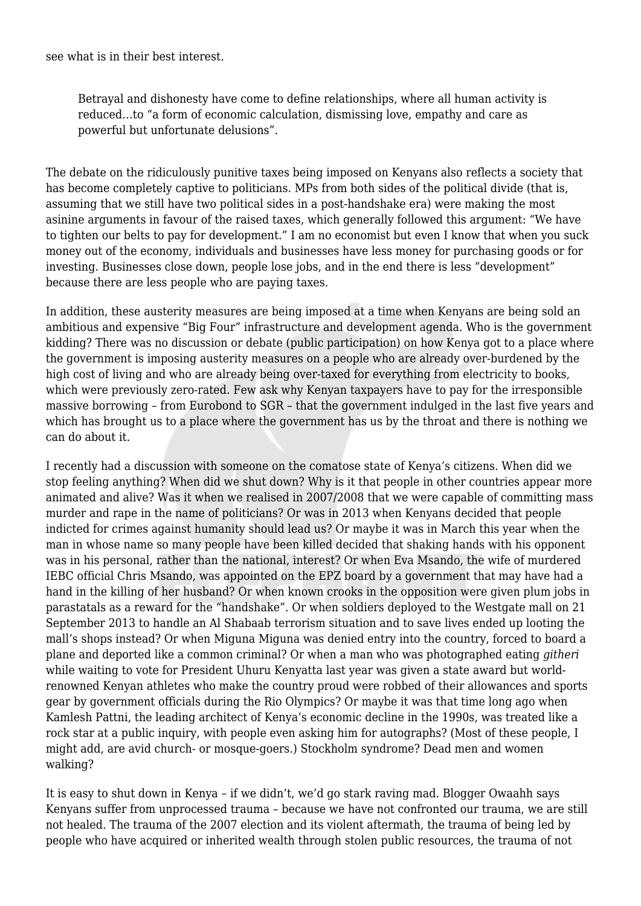see what is in their best interest.

> Betrayal and dishonesty have come to define relationships, where all human activity is reduced…to "a form of economic calculation, dismissing love, empathy and care as powerful but unfortunate delusions".

The debate on the ridiculously punitive taxes being imposed on Kenyans also reflects a society that has become completely captive to politicians. MPs from both sides of the political divide (that is, assuming that we still have two political sides in a post-handshake era) were making the most asinine arguments in favour of the raised taxes, which generally followed this argument: "We have to tighten our belts to pay for development." I am no economist but even I know that when you suck money out of the economy, individuals and businesses have less money for purchasing goods or for investing. Businesses close down, people lose jobs, and in the end there is less "development" because there are less people who are paying taxes.

In addition, these austerity measures are being imposed at a time when Kenyans are being sold an ambitious and expensive "Big Four" infrastructure and development agenda. Who is the government kidding? There was no discussion or debate (public participation) on how Kenya got to a place where the government is imposing austerity measures on a people who are already over-burdened by the high cost of living and who are already being over-taxed for everything from electricity to books, which were previously zero-rated. Few ask why Kenyan taxpayers have to pay for the irresponsible massive borrowing – from Eurobond to SGR – that the government indulged in the last five years and which has brought us to a place where the government has us by the throat and there is nothing we can do about it.

I recently had a discussion with someone on the comatose state of Kenya's citizens. When did we stop feeling anything? When did we shut down? Why is it that people in other countries appear more animated and alive? Was it when we realised in 2007/2008 that we were capable of committing mass murder and rape in the name of politicians? Or was in 2013 when Kenyans decided that people indicted for crimes against humanity should lead us? Or maybe it was in March this year when the man in whose name so many people have been killed decided that shaking hands with his opponent was in his personal, rather than the national, interest? Or when Eva Msando, the wife of murdered IEBC official Chris Msando, was appointed on the EPZ board by a government that may have had a hand in the killing of her husband? Or when known crooks in the opposition were given plum jobs in parastatals as a reward for the "handshake". Or when soldiers deployed to the Westgate mall on 21 September 2013 to handle an Al Shabaab terrorism situation and to save lives ended up looting the mall's shops instead? Or when Miguna Miguna was denied entry into the country, forced to board a plane and deported like a common criminal? Or when a man who was photographed eating *githeri* while waiting to vote for President Uhuru Kenyatta last year was given a state award but world-renowned Kenyan athletes who make the country proud were robbed of their allowances and sports gear by government officials during the Rio Olympics? Or maybe it was that time long ago when Kamlesh Pattni, the leading architect of Kenya's economic decline in the 1990s, was treated like a rock star at a public inquiry, with people even asking him for autographs? (Most of these people, I might add, are avid church- or mosque-goers.) Stockholm syndrome? Dead men and women walking?

It is easy to shut down in Kenya – if we didn't, we'd go stark raving mad. Blogger Owaahh says Kenyans suffer from unprocessed trauma – because we have not confronted our trauma, we are still not healed. The trauma of the 2007 election and its violent aftermath, the trauma of being led by people who have acquired or inherited wealth through stolen public resources, the trauma of not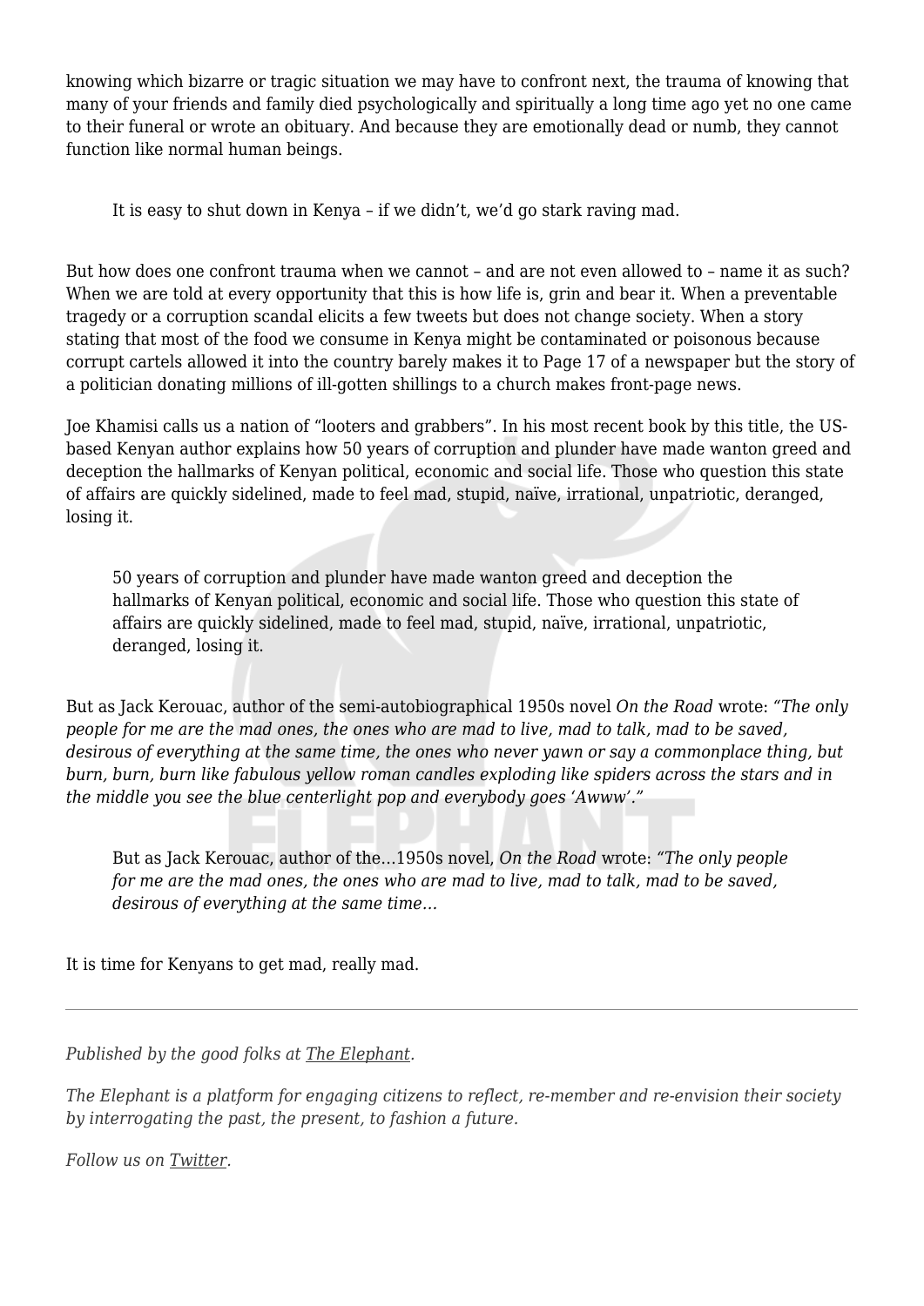knowing which bizarre or tragic situation we may have to confront next, the trauma of knowing that many of your friends and family died psychologically and spiritually a long time ago yet no one came to their funeral or wrote an obituary. And because they are emotionally dead or numb, they cannot function like normal human beings.

> It is easy to shut down in Kenya – if we didn't, we'd go stark raving mad.

But how does one confront trauma when we cannot – and are not even allowed to – name it as such? When we are told at every opportunity that this is how life is, grin and bear it. When a preventable tragedy or a corruption scandal elicits a few tweets but does not change society. When a story stating that most of the food we consume in Kenya might be contaminated or poisonous because corrupt cartels allowed it into the country barely makes it to Page 17 of a newspaper but the story of a politician donating millions of ill-gotten shillings to a church makes front-page news.

Joe Khamisi calls us a nation of "looters and grabbers". In his most recent book by this title, the US-based Kenyan author explains how 50 years of corruption and plunder have made wanton greed and deception the hallmarks of Kenyan political, economic and social life. Those who question this state of affairs are quickly sidelined, made to feel mad, stupid, naïve, irrational, unpatriotic, deranged, losing it.

> 50 years of corruption and plunder have made wanton greed and deception the hallmarks of Kenyan political, economic and social life. Those who question this state of affairs are quickly sidelined, made to feel mad, stupid, naïve, irrational, unpatriotic, deranged, losing it.

But as Jack Kerouac, author of the semi-autobiographical 1950s novel *On the Road* wrote: *"The only people for me are the mad ones, the ones who are mad to live, mad to talk, mad to be saved, desirous of everything at the same time, the ones who never yawn or say a commonplace thing, but burn, burn, burn like fabulous yellow roman candles exploding like spiders across the stars and in the middle you see the blue centerlight pop and everybody goes 'Awww'."*

> But as Jack Kerouac, author of the…1950s novel, *On the Road* wrote: *"The only people for me are the mad ones, the ones who are mad to live, mad to talk, mad to be saved, desirous of everything at the same time…*

It is time for Kenyans to get mad, really mad.

---

*Published by the good folks at The Elephant.*

*The Elephant is a platform for engaging citizens to reflect, re-member and re-envision their society by interrogating the past, the present, to fashion a future.*

*Follow us on Twitter.*